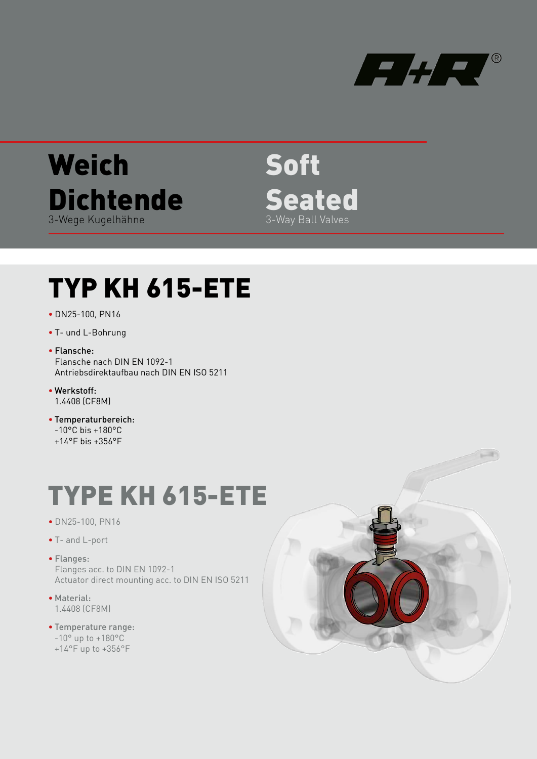# Weich Dichtende

3-Wege Kugelhähne

# Soft Seated

3-Way Ball Valves

## TYP KH 615-ETE

- DN25-100, PN16
- T- und L-Bohrung
- Flansche:
  Flansche nach DIN EN 1092-1
  Antriebsdirektaufbau nach DIN EN ISO 5211
- Werkstoff:
  1.4408 (CF8M)
- Temperaturbereich:
  -10°C bis +180°C
  +14°F bis +356°F

## TYPE KH 615-ETE

- DN25-100, PN16
- T- and L-port
- Flanges:
  Flanges acc. to DIN EN 1092-1
  Actuator direct mounting acc. to DIN EN ISO 5211
- Material:
  1.4408 (CF8M)
- Temperature range:
  -10° up to +180°C
  +14°F up to +356°F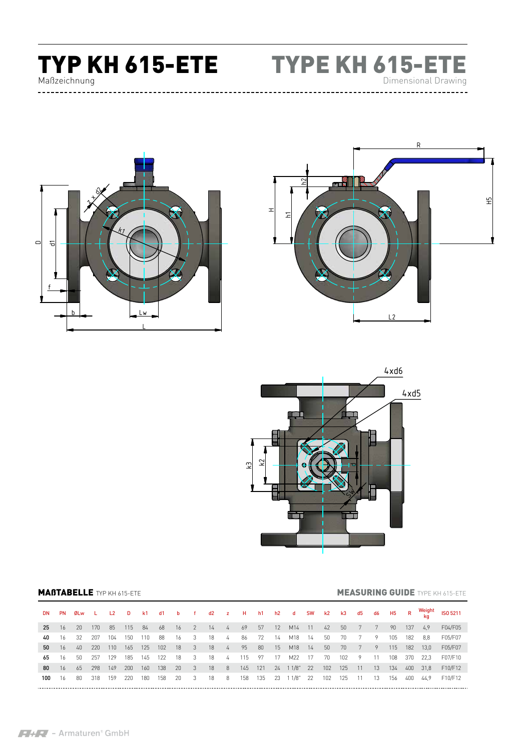# TYP KH 615-ETE

Maßzeichnung

# TYPE KH 615-ETE

Dimensional Drawing

**MAßTABELLE** TYP KH 615-ETE

**MEASURING GUIDE** TYPE KH 615-ETE

| DN | PN | ØLw | L | L2 | D | k1 | d1 | b | f | d2 | z | H | h1 | h2 | d | SW | k2 | k3 | d5 | d6 | H5 | R | Weight kg | ISO 5211 |
|---|---|---|---|---|---|---|---|---|---|---|---|---|---|---|---|---|---|---|---|---|---|---|---|---|
| 25 | 16 | 20 | 170 | 85 | 115 | 84 | 68 | 16 | 2 | 14 | 4 | 69 | 57 | 12 | M14 | 11 | 42 | 50 | 7 | 7 | 90 | 137 | 4,9 | F04/F05 |
| 40 | 16 | 32 | 207 | 104 | 150 | 110 | 88 | 16 | 3 | 18 | 4 | 86 | 72 | 14 | M18 | 14 | 50 | 70 | 7 | 9 | 105 | 182 | 8,8 | F05/F07 |
| 50 | 16 | 40 | 220 | 110 | 165 | 125 | 102 | 18 | 3 | 18 | 4 | 95 | 80 | 15 | M18 | 14 | 50 | 70 | 7 | 9 | 115 | 182 | 13,0 | F05/F07 |
| 65 | 16 | 50 | 257 | 129 | 185 | 145 | 122 | 18 | 3 | 18 | 4 | 115 | 97 | 17 | M22 | 17 | 70 | 102 | 9 | 11 | 108 | 370 | 22,3 | F07/F10 |
| 80 | 16 | 65 | 298 | 149 | 200 | 160 | 138 | 20 | 3 | 18 | 8 | 145 | 121 | 24 | 1 1/8" | 22 | 102 | 125 | 11 | 13 | 134 | 400 | 31,8 | F10/F12 |
| 100 | 16 | 80 | 318 | 159 | 220 | 180 | 158 | 20 | 3 | 18 | 8 | 158 | 135 | 23 | 1 1/8" | 22 | 102 | 125 | 11 | 13 | 156 | 400 | 44,9 | F10/F12 |

A+R - Armaturen® GmbH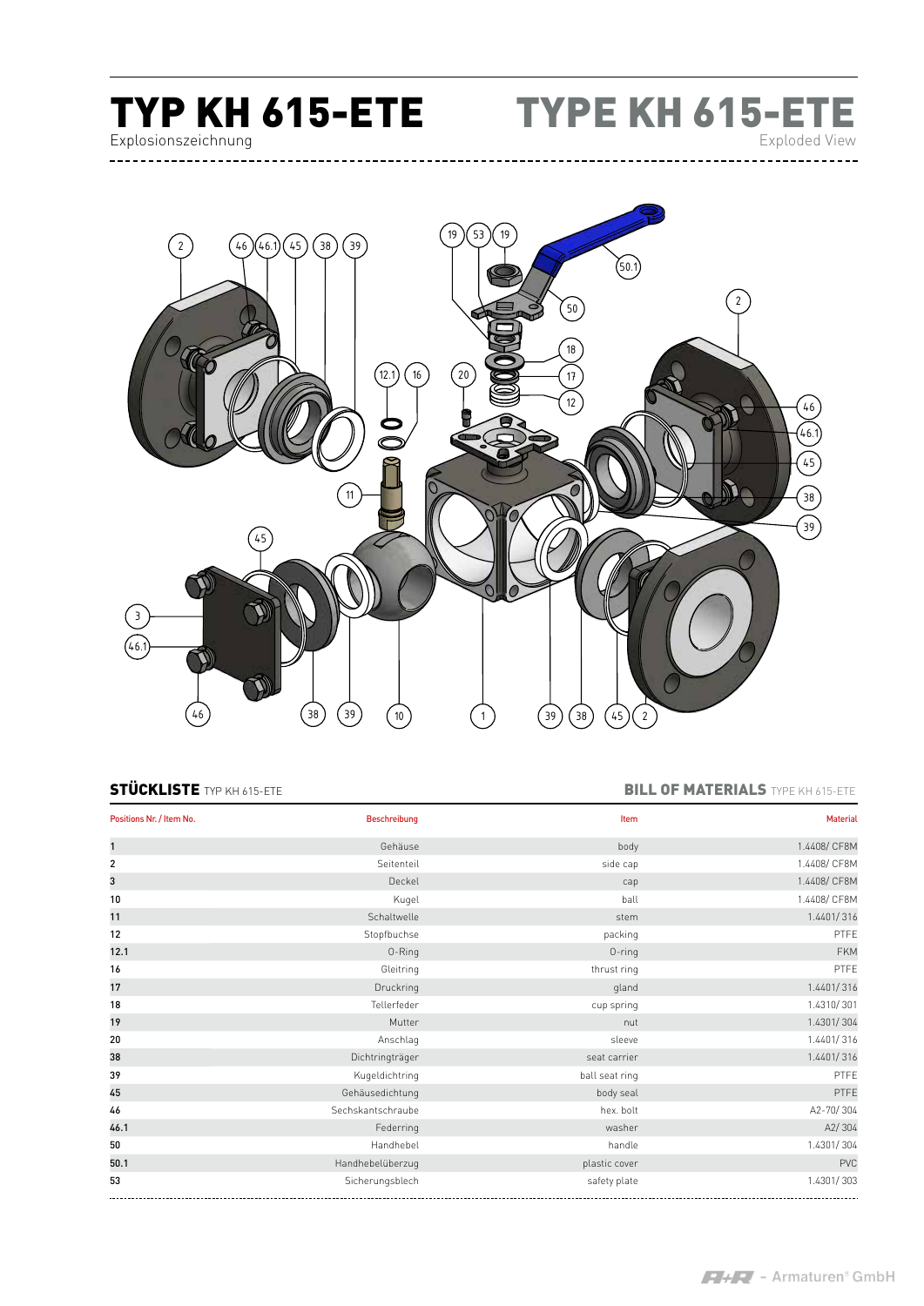# TYP KH 615-ETE

Explosionszeichnung

# TYPE KH 615-ETE

Exploded View

## STÜCKLISTE TYP KH 615-ETE

## BILL OF MATERIALS TYPE KH 615-ETE

| Positions Nr. / Item No. | Beschreibung | Item | Material |
|---|---|---|---|
| 1 | Gehäuse | body | 1.4408/ CF8M |
| 2 | Seitenteil | side cap | 1.4408/ CF8M |
| 3 | Deckel | cap | 1.4408/ CF8M |
| 10 | Kugel | ball | 1.4408/ CF8M |
| 11 | Schaltwelle | stem | 1.4401/ 316 |
| 12 | Stopfbuchse | packing | PTFE |
| 12.1 | O-Ring | O-ring | FKM |
| 16 | Gleitring | thrust ring | PTFE |
| 17 | Druckring | gland | 1.4401/ 316 |
| 18 | Tellerfeder | cup spring | 1.4310/ 301 |
| 19 | Mutter | nut | 1.4301/ 304 |
| 20 | Anschlag | sleeve | 1.4401/ 316 |
| 38 | Dichtringträger | seat carrier | 1.4401/ 316 |
| 39 | Kugeldichtring | ball seat ring | PTFE |
| 45 | Gehäusedichtung | body seal | PTFE |
| 46 | Sechskantschraube | hex. bolt | A2-70/ 304 |
| 46.1 | Federring | washer | A2/ 304 |
| 50 | Handhebel | handle | 1.4301/ 304 |
| 50.1 | Handhebelüberzug | plastic cover | PVC |
| 53 | Sicherungsblech | safety plate | 1.4301/ 303 |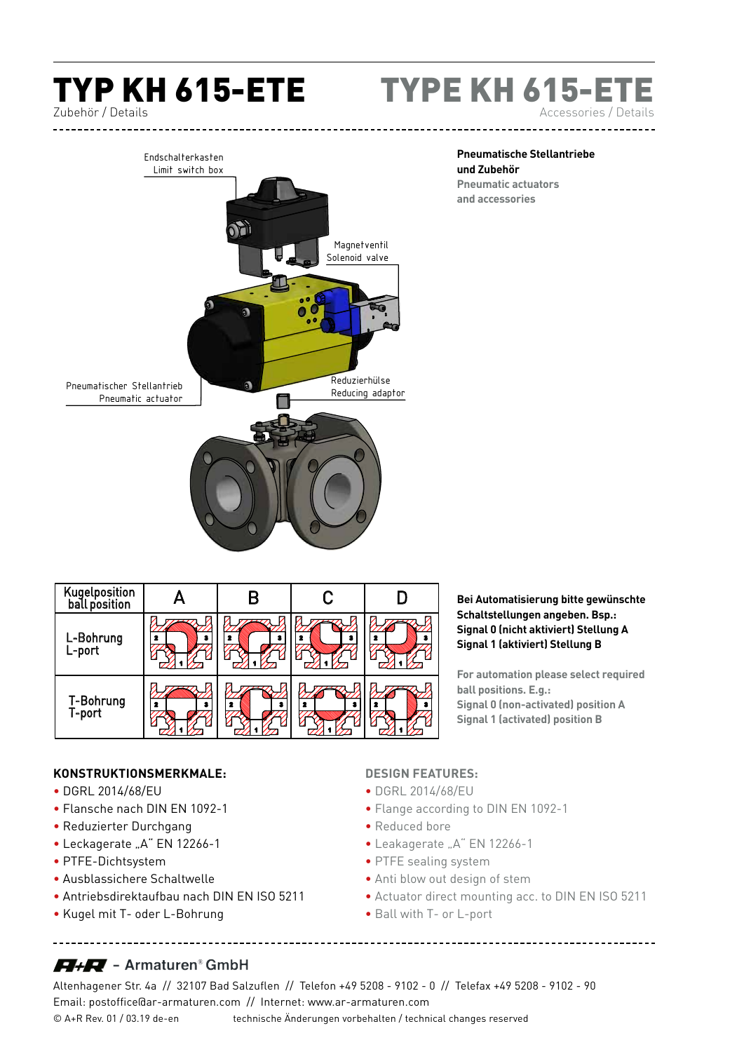# TYP KH 615-ETE

Zubehör / Details

# TYPE KH 615-ETE

Accessories / Details

Endschalterkasten
Limit switch box

Magnetventil
Solenoid valve

Pneumatischer Stellantrieb
Pneumatic actuator

Reduzierhülse
Reducing adaptor

**Pneumatische Stellantriebe und Zubehör**
**Pneumatic actuators and accessories**

| Kugelposition ball position | A | B | C | D |
|---|---|---|---|---|
| L-Bohrung L-port | | | | |
| T-Bohrung T-port | | | | |

**Bei Automatisierung bitte gewünschte Schaltstellungen angeben. Bsp.:**
**Signal 0 (nicht aktiviert) Stellung A**
**Signal 1 (aktiviert) Stellung B**

**For automation please select required ball positions. E.g.:**
**Signal 0 (non-activated) position A**
**Signal 1 (activated) position B**

**KONSTRUKTIONSMERKMALE:**

- DGRL 2014/68/EU
- Flansche nach DIN EN 1092-1
- Reduzierter Durchgang
- Leckagerate „A" EN 12266-1
- PTFE-Dichtsystem
- Ausblassichere Schaltwelle
- Antriebsdirektaufbau nach DIN EN ISO 5211
- Kugel mit T- oder L-Bohrung

**DESIGN FEATURES:**

- DGRL 2014/68/EU
- Flange according to DIN EN 1092-1
- Reduced bore
- Leakagerate „A" EN 12266-1
- PTFE sealing system
- Anti blow out design of stem
- Actuator direct mounting acc. to DIN EN ISO 5211
- Ball with T- or L-port

A+R - Armaturen® GmbH

Altenhagener Str. 4a // 32107 Bad Salzuflen // Telefon +49 5208 - 9102 - 0 // Telefax +49 5208 - 9102 - 90
Email: postoffice@ar-armaturen.com // Internet: www.ar-armaturen.com
© A+R Rev. 01 / 03.19 de-en technische Änderungen vorbehalten / technical changes reserved